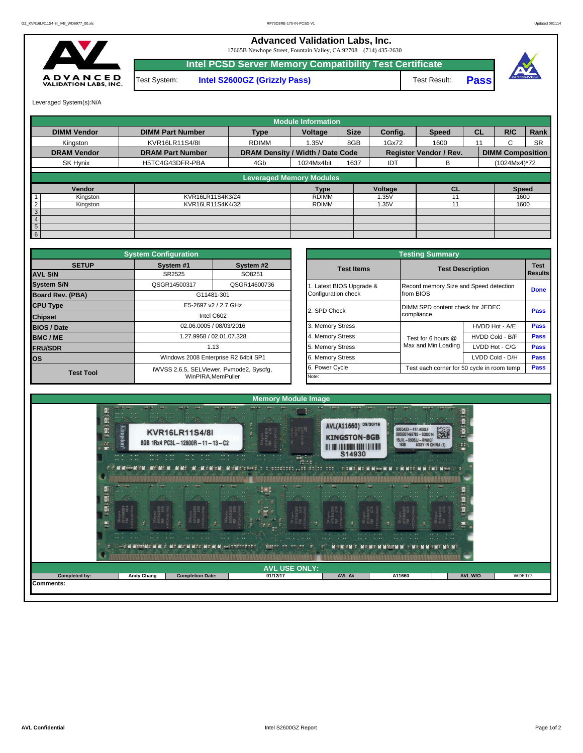# Advanced Validation Labs, Inc.

17665B Newhope Street, Fountain Valley, CA 92708 (714) 435-2630

## Intel PCSD Server Memory Compatibility Test Certificate

Test System: **Intel S2600GZ (Grizzly Pass)** Test Result: **Pass**

Leveraged System(s):N/A

| Module Information | | | | | | | | | |
|---|---|---|---|---|---|---|---|---|---|
| **DIMM Vendor** | **DIMM Part Number** | **Type** | **Voltage** | **Size** | **Config.** | **Speed** | **CL** | **R/C** | **Rank** |
| Kingston | KVR16LR11S4/8I | RDIMM | 1.35V | 8GB | 1Gx72 | 1600 | 11 | C | SR |
| **DRAM Vendor** | **DRAM Part Number** | **DRAM Density / Width / Date Code** | | | **Register Vendor / Rev.** | | **DIMM Composition** | | |
| SK Hynix | H5TC4G43DFR-PBA | 4Gb | 1024Mx4bit | 1637 | IDT | B | (1024Mx4)*72 | | |

| Leveraged Memory Modules | | | | | | |
|---|---|---|---|---|---|---|
| | **Vendor** | | **Type** | **Voltage** | **CL** | **Speed** |
| 1 | Kingston | KVR16LR11S4K3/24I | RDIMM | 1.35V | 11 | 1600 |
| 2 | Kingston | KVR16LR11S4K4/32I | RDIMM | 1.35V | 11 | 1600 |
| 3 | | | | | | |
| 4 | | | | | | |
| 5 | | | | | | |
| 6 | | | | | | |

| System Configuration | | |
|---|---|---|
| **SETUP** | **System #1** | **System #2** |
| **AVL S/N** | SR2525 | SO8251 |
| **System S/N** | QSGR14500317 | QSGR14600736 |
| **Board Rev. (PBA)** | G11481-301 | |
| **CPU Type** | E5-2697 v2 / 2.7 GHz | |
| **Chipset** | Intel C602 | |
| **BIOS / Date** | 02.06.0005 / 08/03/2016 | |
| **BMC / ME** | 1.27.9958 / 02.01.07.328 | |
| **FRU/SDR** | 1.13 | |
| **OS** | Windows 2008 Enterprise R2 64bit SP1 | |
| **Test Tool** | iWVSS 2.6.5, SELViewer, Pvmode2, Syscfg, WinPIRA,MemPuller | |

| Testing Summary | | | |
|---|---|---|---|
| **Test Items** | **Test Description** | | **Test Results** |
| 1. Latest BIOS Upgrade & Configuration check | Record memory Size and Speed detection from BIOS | | **Done** |
| 2. SPD Check | DIMM SPD content check for JEDEC compliance | | **Pass** |
| 3. Memory Stress | Test for 6 hours @ Max and Min Loading | HVDD Hot - A/E | **Pass** |
| 4. Memory Stress | | HVDD Cold - B/F | **Pass** |
| 5. Memory Stress | | LVDD Hot - C/G | **Pass** |
| 6. Memory Stress | | LVDD Cold - D/H | **Pass** |
| 6. Power Cycle | Test each corner for 50 cycle in room temp | | **Pass** |
| Note: | | | |

## Memory Module Image

## AVL USE ONLY:

| Completed by: | Andy Chang | Completion Date: | 01/12/17 | AVL A# | A11660 | AVL W/O | WD6977 |
|---|---|---|---|---|---|---|---|

**Comments:**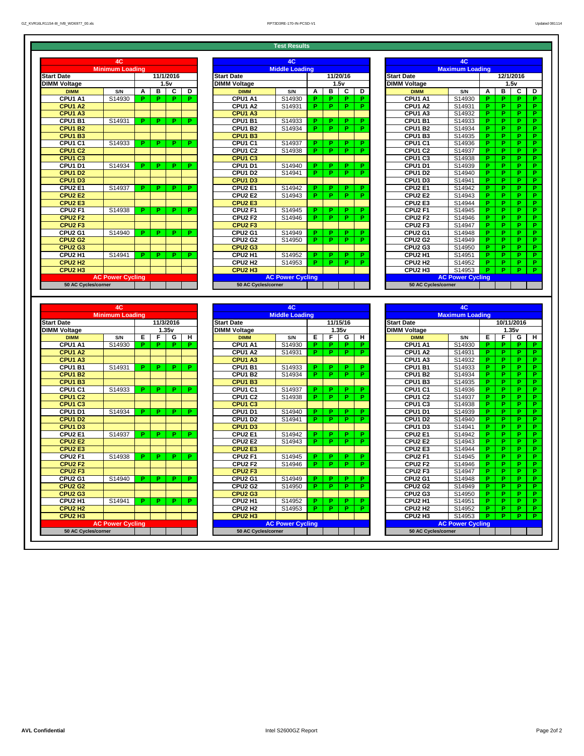# Test Results

| 4C Minimum Loading | | | | | |
|---|---|---|---|---|---|
| Start Date | | 11/1/2016 | | | |
| DIMM Voltage | | 1.5v | | | |
| DIMM | S/N | A | B | C | D |
| CPU1 A1 | S14930 | P | P | P | P |
| CPU1 A2 | | | | | |
| CPU1 A3 | | | | | |
| CPU1 B1 | S14931 | P | P | P | P |
| CPU1 B2 | | | | | |
| CPU1 B3 | | | | | |
| CPU1 C1 | S14933 | P | P | P | P |
| CPU1 C2 | | | | | |
| CPU1 C3 | | | | | |
| CPU1 D1 | S14934 | P | P | P | P |
| CPU1 D2 | | | | | |
| CPU1 D3 | | | | | |
| CPU2 E1 | S14937 | P | P | P | P |
| CPU2 E2 | | | | | |
| CPU2 E3 | | | | | |
| CPU2 F1 | S14938 | P | P | P | P |
| CPU2 F2 | | | | | |
| CPU2 F3 | | | | | |
| CPU2 G1 | S14940 | P | P | P | P |
| CPU2 G2 | | | | | |
| CPU2 G3 | | | | | |
| CPU2 H1 | S14941 | P | P | P | P |
| CPU2 H2 | | | | | |
| CPU2 H3 | | | | | |
| AC Power Cycling | | | | | |
| 50 AC Cycles/corner | | | | | |

| 4C Middle Loading | | | | | |
|---|---|---|---|---|---|
| Start Date | | 11/20/16 | | | |
| DIMM Voltage | | 1.5v | | | |
| DIMM | S/N | A | B | C | D |
| CPU1 A1 | S14930 | P | P | P | P |
| CPU1 A2 | S14931 | P | P | P | P |
| CPU1 A3 | | | | | |
| CPU1 B1 | S14933 | P | P | P | P |
| CPU1 B2 | S14934 | P | P | P | P |
| CPU1 B3 | | | | | |
| CPU1 C1 | S14937 | P | P | P | P |
| CPU1 C2 | S14938 | P | P | P | P |
| CPU1 C3 | | | | | |
| CPU1 D1 | S14940 | P | P | P | P |
| CPU1 D2 | S14941 | P | P | P | P |
| CPU1 D3 | | | | | |
| CPU2 E1 | S14942 | P | P | P | P |
| CPU2 E2 | S14943 | P | P | P | P |
| CPU2 E3 | | | | | |
| CPU2 F1 | S14945 | P | P | P | P |
| CPU2 F2 | S14946 | P | P | P | P |
| CPU2 F3 | | | | | |
| CPU2 G1 | S14949 | P | P | P | P |
| CPU2 G2 | S14950 | P | P | P | P |
| CPU2 G3 | | | | | |
| CPU2 H1 | S14952 | P | P | P | P |
| CPU2 H2 | S14953 | P | P | P | P |
| CPU2 H3 | | | | | |
| AC Power Cycling | | | | | |
| 50 AC Cycles/corner | | | | | |

| 4C Maximum Loading | | | | | |
|---|---|---|---|---|---|
| Start Date | | 12/1/2016 | | | |
| DIMM Voltage | | 1.5v | | | |
| DIMM | S/N | A | B | C | D |
| CPU1 A1 | S14930 | P | P | P | P |
| CPU1 A2 | S14931 | P | P | P | P |
| CPU1 A3 | S14932 | P | P | P | P |
| CPU1 B1 | S14933 | P | P | P | P |
| CPU1 B2 | S14934 | P | P | P | P |
| CPU1 B3 | S14935 | P | P | P | P |
| CPU1 C1 | S14936 | P | P | P | P |
| CPU1 C2 | S14937 | P | P | P | P |
| CPU1 C3 | S14938 | P | P | P | P |
| CPU1 D1 | S14939 | P | P | P | P |
| CPU1 D2 | S14940 | P | P | P | P |
| CPU1 D3 | S14941 | P | P | P | P |
| CPU2 E1 | S14942 | P | P | P | P |
| CPU2 E2 | S14943 | P | P | P | P |
| CPU2 E3 | S14944 | P | P | P | P |
| CPU2 F1 | S14945 | P | P | P | P |
| CPU2 F2 | S14946 | P | P | P | P |
| CPU2 F3 | S14947 | P | P | P | P |
| CPU2 G1 | S14948 | P | P | P | P |
| CPU2 G2 | S14949 | P | P | P | P |
| CPU2 G3 | S14950 | P | P | P | P |
| CPU2 H1 | S14951 | P | P | P | P |
| CPU2 H2 | S14952 | P | P | P | P |
| CPU2 H3 | S14953 | P | P | P | P |
| AC Power Cycling | | | | | |
| 50 AC Cycles/corner | | | | | |

| 4C Minimum Loading | | | | | |
|---|---|---|---|---|---|
| Start Date | | 11/3/2016 | | | |
| DIMM Voltage | | 1.35v | | | |
| DIMM | S/N | E | F | G | H |
| CPU1 A1 | S14930 | P | P | P | P |
| CPU1 A2 | | | | | |
| CPU1 A3 | | | | | |
| CPU1 B1 | S14931 | P | P | P | P |
| CPU1 B2 | | | | | |
| CPU1 B3 | | | | | |
| CPU1 C1 | S14933 | P | P | P | P |
| CPU1 C2 | | | | | |
| CPU1 C3 | | | | | |
| CPU1 D1 | S14934 | P | P | P | P |
| CPU1 D2 | | | | | |
| CPU1 D3 | | | | | |
| CPU2 E1 | S14937 | P | P | P | P |
| CPU2 E2 | | | | | |
| CPU2 E3 | | | | | |
| CPU2 F1 | S14938 | P | P | P | P |
| CPU2 F2 | | | | | |
| CPU2 F3 | | | | | |
| CPU2 G1 | S14940 | P | P | P | P |
| CPU2 G2 | | | | | |
| CPU2 G3 | | | | | |
| CPU2 H1 | S14941 | P | P | P | P |
| CPU2 H2 | | | | | |
| CPU2 H3 | | | | | |
| AC Power Cycling | | | | | |
| 50 AC Cycles/corner | | | | | |

| 4C Middle Loading | | | | | |
|---|---|---|---|---|---|
| Start Date | | 11/15/16 | | | |
| DIMM Voltage | | 1.35v | | | |
| DIMM | S/N | E | F | G | H |
| CPU1 A1 | S14930 | P | P | P | P |
| CPU1 A2 | S14931 | P | P | P | P |
| CPU1 A3 | | | | | |
| CPU1 B1 | S14933 | P | P | P | P |
| CPU1 B2 | S14934 | P | P | P | P |
| CPU1 B3 | | | | | |
| CPU1 C1 | S14937 | P | P | P | P |
| CPU1 C2 | S14938 | P | P | P | P |
| CPU1 C3 | | | | | |
| CPU1 D1 | S14940 | P | P | P | P |
| CPU1 D2 | S14941 | P | P | P | P |
| CPU1 D3 | | | | | |
| CPU2 E1 | S14942 | P | P | P | P |
| CPU2 E2 | S14943 | P | P | P | P |
| CPU2 E3 | | | | | |
| CPU2 F1 | S14945 | P | P | P | P |
| CPU2 F2 | S14946 | P | P | P | P |
| CPU2 F3 | | | | | |
| CPU2 G1 | S14949 | P | P | P | P |
| CPU2 G2 | S14950 | P | P | P | P |
| CPU2 G3 | | | | | |
| CPU2 H1 | S14952 | P | P | P | P |
| CPU2 H2 | S14953 | P | P | P | P |
| CPU2 H3 | | | | | |
| AC Power Cycling | | | | | |
| 50 AC Cycles/corner | | | | | |

| 4C Maximum Loading | | | | | |
|---|---|---|---|---|---|
| Start Date | | 10/11/2016 | | | |
| DIMM Voltage | | 1.35v | | | |
| DIMM | S/N | E | F | G | H |
| CPU1 A1 | S14930 | P | P | P | P |
| CPU1 A2 | S14931 | P | P | P | P |
| CPU1 A3 | S14932 | P | P | P | P |
| CPU1 B1 | S14933 | P | P | P | P |
| CPU1 B2 | S14934 | P | P | P | P |
| CPU1 B3 | S14935 | P | P | P | P |
| CPU1 C1 | S14936 | P | P | P | P |
| CPU1 C2 | S14937 | P | P | P | P |
| CPU1 C3 | S14938 | P | P | P | P |
| CPU1 D1 | S14939 | P | P | P | P |
| CPU1 D2 | S14940 | P | P | P | P |
| CPU1 D3 | S14941 | P | P | P | P |
| CPU2 E1 | S14942 | P | P | P | P |
| CPU2 E2 | S14943 | P | P | P | P |
| CPU2 E3 | S14944 | P | P | P | P |
| CPU2 F1 | S14945 | P | P | P | P |
| CPU2 F2 | S14946 | P | P | P | P |
| CPU2 F3 | S14947 | P | P | P | P |
| CPU2 G1 | S14948 | P | P | P | P |
| CPU2 G2 | S14949 | P | P | P | P |
| CPU2 G3 | S14950 | P | P | P | P |
| CPU2 H1 | S14951 | P | P | P | P |
| CPU2 H2 | S14952 | P | P | P | P |
| CPU2 H3 | S14953 | P | P | P | P |
| AC Power Cycling | | | | | |
| 50 AC Cycles/corner | | | | | |